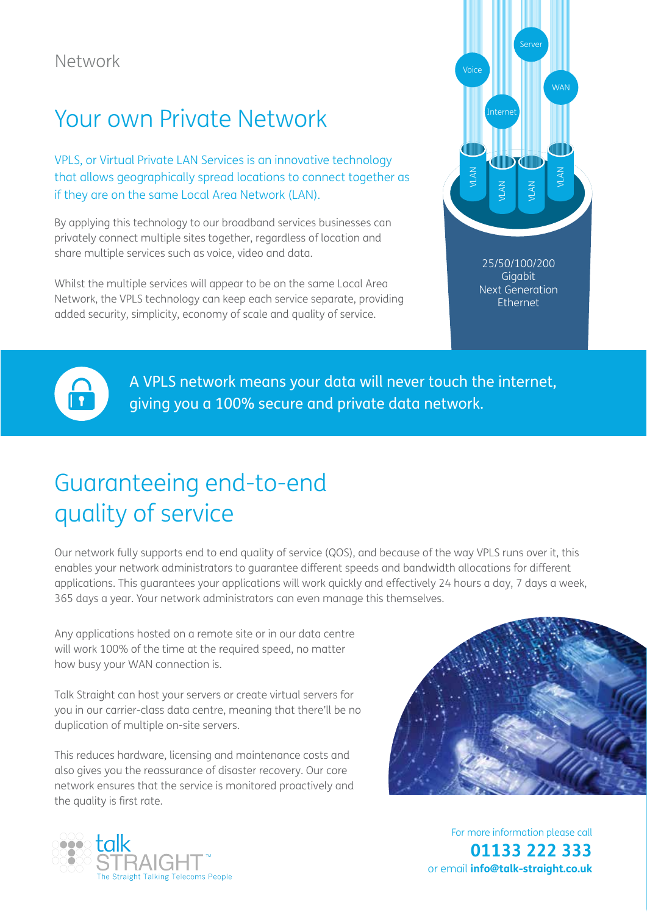Network

# Your own Private Network

VPLS, or Virtual Private LAN Services is an innovative technology that allows geographically spread locations to connect together as if they are on the same Local Area Network (LAN).

By applying this technology to our broadband services businesses can privately connect multiple sites together, regardless of location and share multiple services such as voice, video and data.

Whilst the multiple services will appear to be on the same Local Area Network, the VPLS technology can keep each service separate, providing added security, simplicity, economy of scale and quality of service.

Voice Server Internet WAN

VLAN VLAN VLAN VLAN

25/50/100/200 Gigabit Next Generation Ethernet

A VPLS network means your data will never touch the internet, giving you a 100% secure and private data network.

# Guaranteeing end-to-end quality of service

Our network fully supports end to end quality of service (QOS), and because of the way VPLS runs over it, this enables your network administrators to guarantee different speeds and bandwidth allocations for different applications. This guarantees your applications will work quickly and effectively 24 hours a day, 7 days a week, 365 days a year. Your network administrators can even manage this themselves.

Any applications hosted on a remote site or in our data centre will work 100% of the time at the required speed, no matter how busy your WAN connection is.

Talk Straight can host your servers or create virtual servers for you in our carrier-class data centre, meaning that there'll be no duplication of multiple on-site servers.

This reduces hardware, licensing and maintenance costs and also gives you the reassurance of disaster recovery. Our core network ensures that the service is monitored proactively and the quality is first rate.

talk STRAIGHT™
The Straight Talking Telecoms People

For more information please call
**01133 222 333**
or email **info@talk-straight.co.uk**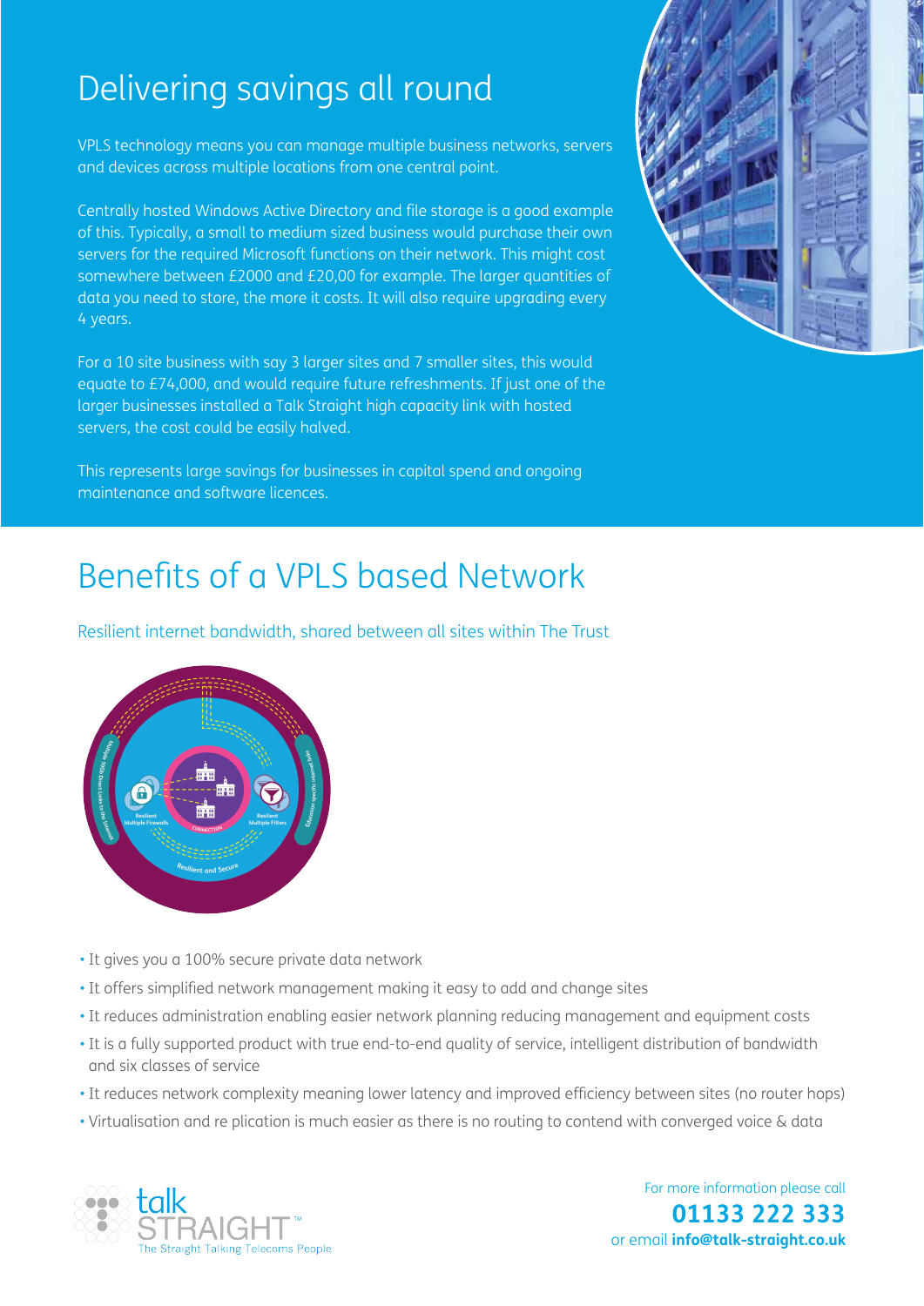# Delivering savings all round

VPLS technology means you can manage multiple business networks, servers and devices across multiple locations from one central point.

Centrally hosted Windows Active Directory and file storage is a good example of this. Typically, a small to medium sized business would purchase their own servers for the required Microsoft functions on their network. This might cost somewhere between £2000 and £20,00 for example. The larger quantities of data you need to store, the more it costs. It will also require upgrading every 4 years.

For a 10 site business with say 3 larger sites and 7 smaller sites, this would equate to £74,000, and would require future refreshments. If just one of the larger businesses installed a Talk Straight high capacity link with hosted servers, the cost could be easily halved.

This represents large savings for businesses in capital spend and ongoing maintenance and software licences.

# Benefits of a VPLS based Network

Resilient internet bandwidth, shared between all sites within The Trust

Multiple 1Gb Direct Links to the Internet

Education specific internet links

Resilient Multiple Firewalls

Resilient Multiple Filters

CONNECTION

Resilient and Secure

- It gives you a 100% secure private data network
- It offers simplified network management making it easy to add and change sites
- It reduces administration enabling easier network planning reducing management and equipment costs
- It is a fully supported product with true end-to-end quality of service, intelligent distribution of bandwidth and six classes of service
- It reduces network complexity meaning lower latency and improved efficiency between sites (no router hops)
- Virtualisation and re plication is much easier as there is no routing to contend with converged voice & data

talk STRAIGHT™
The Straight Talking Telecoms People

For more information please call
**01133 222 333**
or email **info@talk-straight.co.uk**